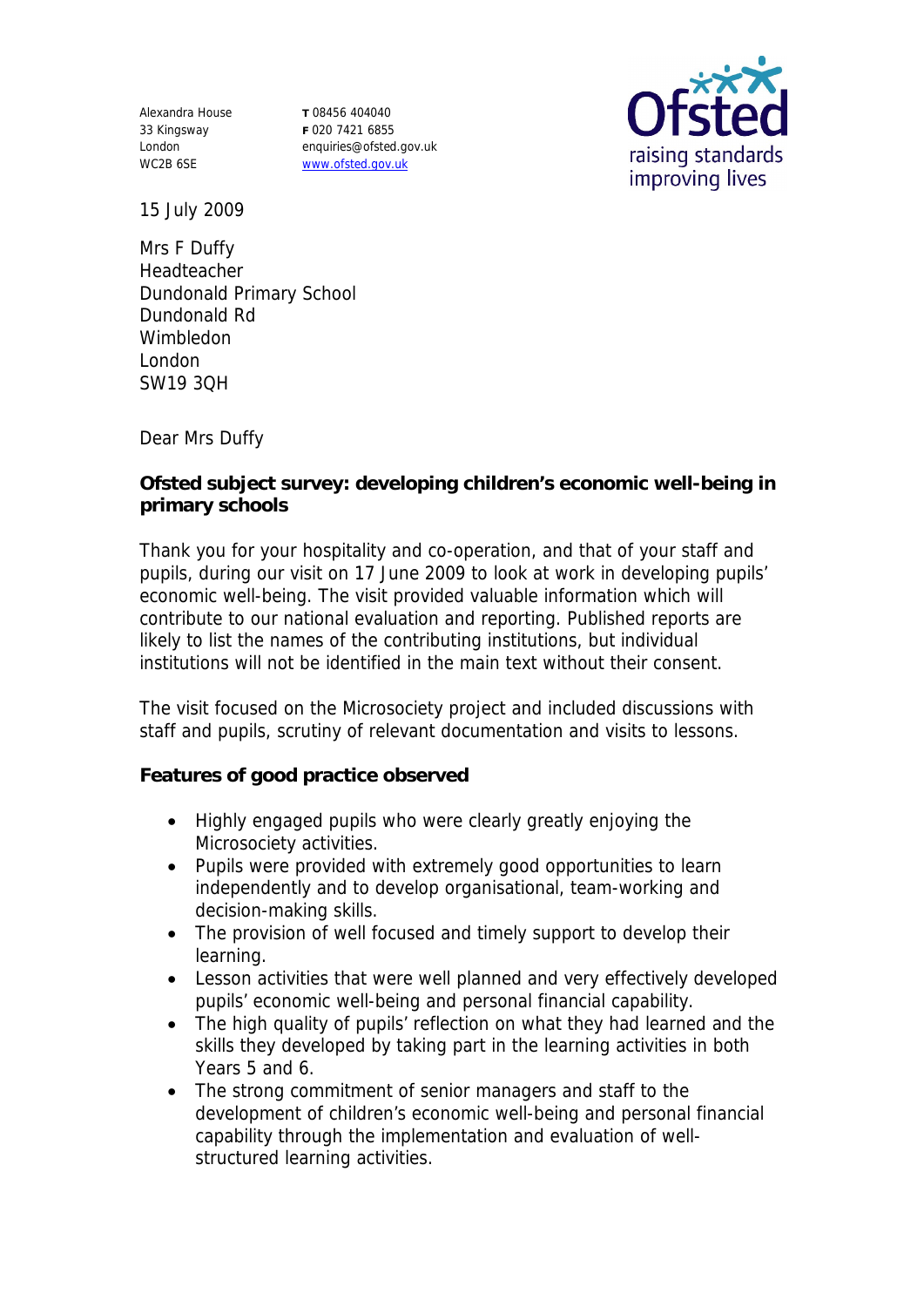Alexandra House
33 Kingsway
London
WC2B 6SE

**T** 08456 404040
**F** 020 7421 6855
enquiries@ofsted.gov.uk
www.ofsted.gov.uk

Ofsted
raising standards
improving lives

15 July 2009

Mrs F Duffy
Headteacher
Dundonald Primary School
Dundonald Rd
Wimbledon
London
SW19 3QH

Dear Mrs Duffy

**Ofsted subject survey: developing children's economic well-being in primary schools**

Thank you for your hospitality and co-operation, and that of your staff and pupils, during our visit on 17 June 2009 to look at work in developing pupils' economic well-being. The visit provided valuable information which will contribute to our national evaluation and reporting. Published reports are likely to list the names of the contributing institutions, but individual institutions will not be identified in the main text without their consent.

The visit focused on the Microsociety project and included discussions with staff and pupils, scrutiny of relevant documentation and visits to lessons.

**Features of good practice observed**

- Highly engaged pupils who were clearly greatly enjoying the Microsociety activities.
- Pupils were provided with extremely good opportunities to learn independently and to develop organisational, team-working and decision-making skills.
- The provision of well focused and timely support to develop their learning.
- Lesson activities that were well planned and very effectively developed pupils' economic well-being and personal financial capability.
- The high quality of pupils' reflection on what they had learned and the skills they developed by taking part in the learning activities in both Years 5 and 6.
- The strong commitment of senior managers and staff to the development of children's economic well-being and personal financial capability through the implementation and evaluation of well-structured learning activities.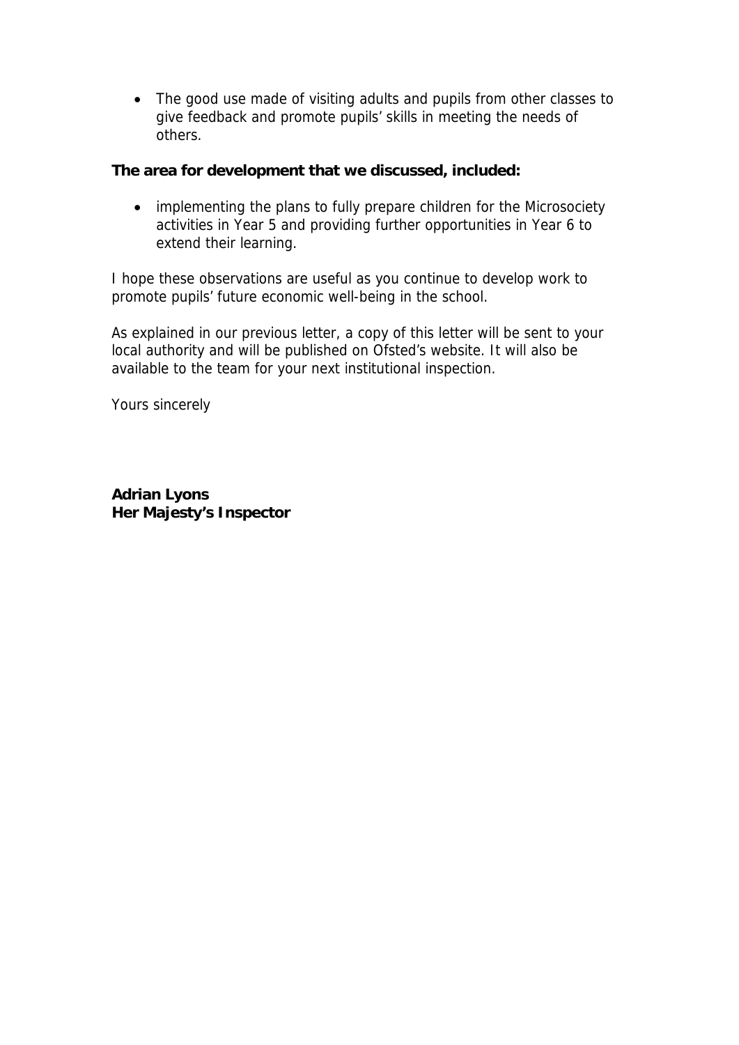- The good use made of visiting adults and pupils from other classes to give feedback and promote pupils' skills in meeting the needs of others.

**The area for development that we discussed, included:**

- implementing the plans to fully prepare children for the Microsociety activities in Year 5 and providing further opportunities in Year 6 to extend their learning.

I hope these observations are useful as you continue to develop work to promote pupils' future economic well-being in the school.

As explained in our previous letter, a copy of this letter will be sent to your local authority and will be published on Ofsted's website. It will also be available to the team for your next institutional inspection.

Yours sincerely

**Adrian Lyons**
**Her Majesty's Inspector**